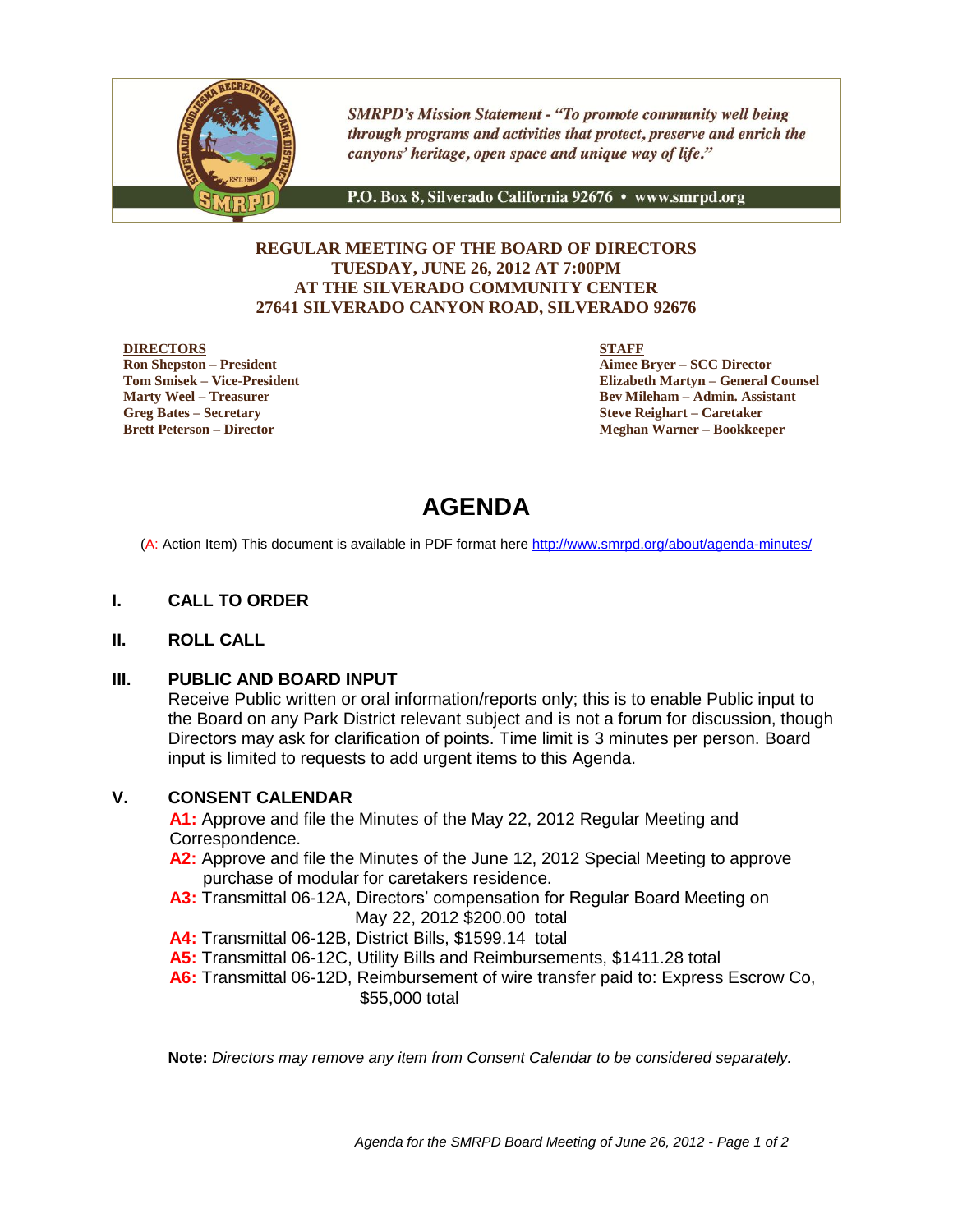SMRPD's Mission Statement - *"To promote community well being through programs and activities that protect, preserve and enrich the canyons' heritage, open space and unique way of life."*

P.O. Box 8, Silverado California 92676 • www.smrpd.org

**REGULAR MEETING OF THE BOARD OF DIRECTORS**
**TUESDAY, JUNE 26, 2012 AT 7:00PM**
**AT THE SILVERADO COMMUNITY CENTER**
**27641 SILVERADO CANYON ROAD, SILVERADO 92676**

**DIRECTORS**
**Ron Shepston – President**
**Tom Smisek – Vice-President**
**Marty Weel – Treasurer**
**Greg Bates – Secretary**
**Brett Peterson – Director**

**STAFF**
**Aimee Bryer – SCC Director**
**Elizabeth Martyn – General Counsel**
**Bev Mileham – Admin. Assistant**
**Steve Reighart – Caretaker**
**Meghan Warner – Bookkeeper**

# AGENDA

(A: Action Item) This document is available in PDF format here http://www.smrpd.org/about/agenda-minutes/

## I. CALL TO ORDER

## II. ROLL CALL

## III. PUBLIC AND BOARD INPUT

Receive Public written or oral information/reports only; this is to enable Public input to the Board on any Park District relevant subject and is not a forum for discussion, though Directors may ask for clarification of points. Time limit is 3 minutes per person. Board input is limited to requests to add urgent items to this Agenda.

## V. CONSENT CALENDAR

**A1:** Approve and file the Minutes of the May 22, 2012 Regular Meeting and Correspondence.

**A2:** Approve and file the Minutes of the June 12, 2012 Special Meeting to approve purchase of modular for caretakers residence.

**A3:** Transmittal 06-12A, Directors' compensation for Regular Board Meeting on May 22, 2012 $200.00 total

**A4:** Transmittal 06-12B, District Bills, $1599.14 total

**A5:** Transmittal 06-12C, Utility Bills and Reimbursements, $1411.28 total

**A6:** Transmittal 06-12D, Reimbursement of wire transfer paid to: Express Escrow Co, $55,000 total

**Note:** *Directors may remove any item from Consent Calendar to be considered separately.*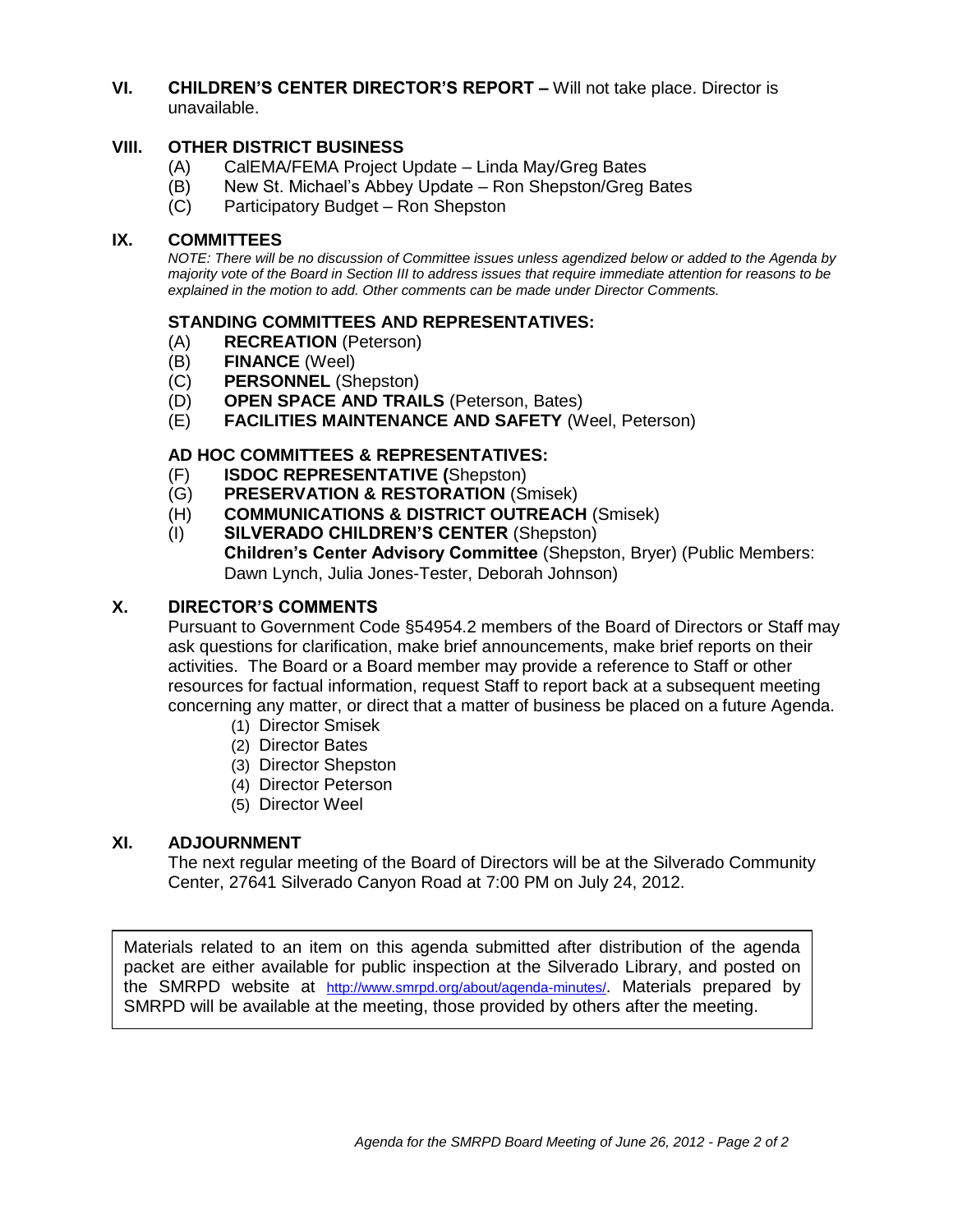**VI. CHILDREN'S CENTER DIRECTOR'S REPORT –** Will not take place. Director is unavailable.

**VIII. OTHER DISTRICT BUSINESS**

(A) CalEMA/FEMA Project Update – Linda May/Greg Bates
(B) New St. Michael's Abbey Update – Ron Shepston/Greg Bates
(C) Participatory Budget – Ron Shepston

**IX. COMMITTEES**

*NOTE: There will be no discussion of Committee issues unless agendized below or added to the Agenda by majority vote of the Board in Section III to address issues that require immediate attention for reasons to be explained in the motion to add. Other comments can be made under Director Comments.*

**STANDING COMMITTEES AND REPRESENTATIVES:**

(A) **RECREATION** (Peterson)
(B) **FINANCE** (Weel)
(C) **PERSONNEL** (Shepston)
(D) **OPEN SPACE AND TRAILS** (Peterson, Bates)
(E) **FACILITIES MAINTENANCE AND SAFETY** (Weel, Peterson)

**AD HOC COMMITTEES & REPRESENTATIVES:**

(F) **ISDOC REPRESENTATIVE (**Shepston)
(G) **PRESERVATION & RESTORATION** (Smisek)
(H) **COMMUNICATIONS & DISTRICT OUTREACH** (Smisek)
(I) **SILVERADO CHILDREN'S CENTER** (Shepston)
**Children's Center Advisory Committee** (Shepston, Bryer) (Public Members: Dawn Lynch, Julia Jones-Tester, Deborah Johnson)

**X. DIRECTOR'S COMMENTS**

Pursuant to Government Code §54954.2 members of the Board of Directors or Staff may ask questions for clarification, make brief announcements, make brief reports on their activities. The Board or a Board member may provide a reference to Staff or other resources for factual information, request Staff to report back at a subsequent meeting concerning any matter, or direct that a matter of business be placed on a future Agenda.

(1) Director Smisek
(2) Director Bates
(3) Director Shepston
(4) Director Peterson
(5) Director Weel

**XI. ADJOURNMENT**

The next regular meeting of the Board of Directors will be at the Silverado Community Center, 27641 Silverado Canyon Road at 7:00 PM on July 24, 2012.

Materials related to an item on this agenda submitted after distribution of the agenda packet are either available for public inspection at the Silverado Library, and posted on the SMRPD website at http://www.smrpd.org/about/agenda-minutes/. Materials prepared by SMRPD will be available at the meeting, those provided by others after the meeting.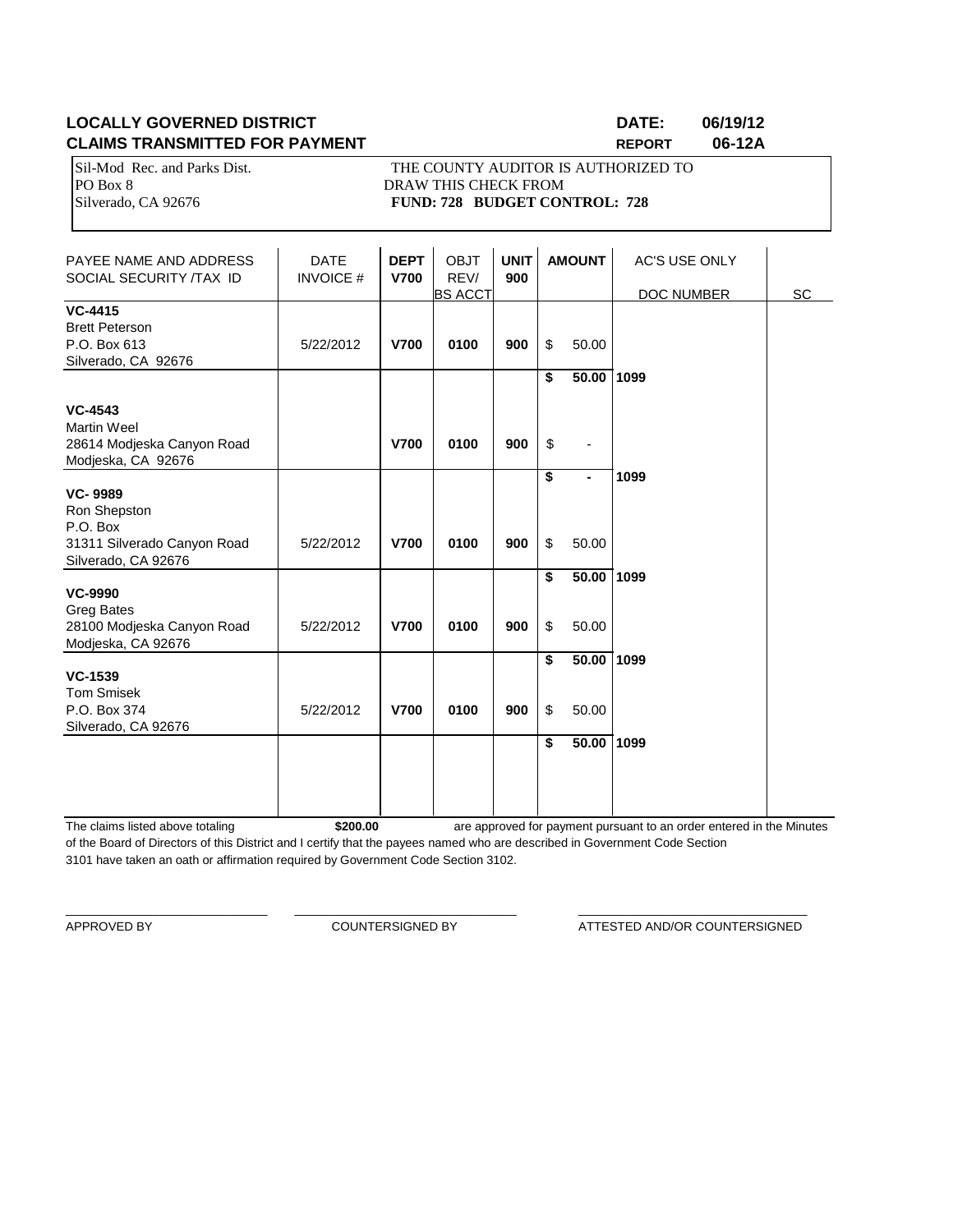**LOCALLY GOVERNED DISTRICT** **DATE: 06/19/12**
**CLAIMS TRANSMITTED FOR PAYMENT** **REPORT 06-12A**

Sil-Mod Rec. and Parks Dist.
PO Box 8
Silverado, CA 92676

THE COUNTY AUDITOR IS AUTHORIZED TO
DRAW THIS CHECK FROM
**FUND: 728 BUDGET CONTROL: 728**

| PAYEE NAME AND ADDRESS SOCIAL SECURITY /TAX ID | DATE INVOICE # | DEPT V700 | OBJT REV/ BS ACCT | UNIT 900 | AMOUNT | AC'S USE ONLY DOC NUMBER | SC |
|---|---|---|---|---|---|---|---|
| **VC-4415** Brett Peterson P.O. Box 613 Silverado, CA 92676 | 5/22/2012 | **V700** | **0100** | **900** | $ 50.00 | | |
| | | | | | **$ 50.00** | **1099** | |
| **VC-4543** Martin Weel 28614 Modjeska Canyon Road Modjeska, CA 92676 | | **V700** | **0100** | **900** | $ - | | |
| | | | | | **$ -** | **1099** | |
| **VC- 9989** Ron Shepston P.O. Box 31311 Silverado Canyon Road Silverado, CA 92676 | 5/22/2012 | **V700** | **0100** | **900** | $ 50.00 | | |
| | | | | | **$ 50.00** | **1099** | |
| **VC-9990** Greg Bates 28100 Modjeska Canyon Road Modjeska, CA 92676 | 5/22/2012 | **V700** | **0100** | **900** | $ 50.00 | | |
| | | | | | **$ 50.00** | **1099** | |
| **VC-1539** Tom Smisek P.O. Box 374 Silverado, CA 92676 | 5/22/2012 | **V700** | **0100** | **900** | $ 50.00 | | |
| | | | | | **$ 50.00** | **1099** | |

The claims listed above totaling **$200.00** are approved for payment pursuant to an order entered in the Minutes of the Board of Directors of this District and I certify that the payees named who are described in Government Code Section 3101 have taken an oath or affirmation required by Government Code Section 3102.

APPROVED BY _______________ COUNTERSIGNED BY _______________ ATTESTED AND/OR COUNTERSIGNED _______________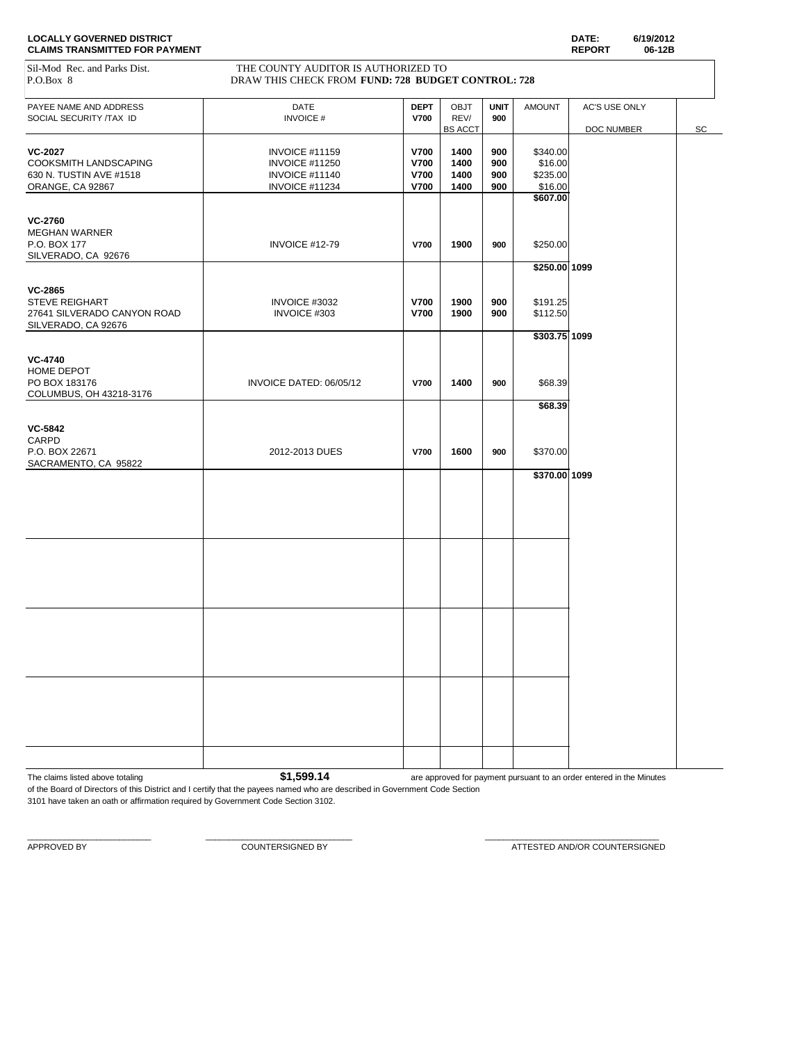**LOCALLY GOVERNED DISTRICT**
**CLAIMS TRANSMITTED FOR PAYMENT**

**DATE:** 6/19/2012
**REPORT** 06-12B

Sil-Mod Rec. and Parks Dist.
P.O.Box 8

THE COUNTY AUDITOR IS AUTHORIZED TO
DRAW THIS CHECK FROM **FUND: 728 BUDGET CONTROL: 728**

| PAYEE NAME AND ADDRESS<br>SOCIAL SECURITY /TAX ID | DATE<br>INVOICE # | DEPT<br>V700 | OBJT<br>REV/<br>BS ACCT | UNIT<br>900 | AMOUNT | AC'S USE ONLY<br>DOC NUMBER | SC |
|---|---|---|---|---|---|---|---|
| **VC-2027** | INVOICE #11159 | **V700** | **1400** | **900** | $340.00 | | |
| COOKSMITH LANDSCAPING | INVOICE #11250 | **V700** | **1400** | **900** | $16.00 | | |
| 630 N. TUSTIN AVE #1518 | INVOICE #11140 | **V700** | **1400** | **900** | $235.00 | | |
| ORANGE, CA 92867 | INVOICE #11234 | **V700** | **1400** | **900** | $16.00 | | |
| | | | | | **$607.00** | | |
| **VC-2760** | | | | | | | |
| MEGHAN WARNER | | | | | | | |
| P.O. BOX 177 | INVOICE #12-79 | **V700** | **1900** | **900** | $250.00 | | |
| SILVERADO, CA 92676 | | | | | | | |
| | | | | | **$250.00** | **1099** | |
| **VC-2865** | | | | | | | |
| STEVE REIGHART | INVOICE #3032 | **V700** | **1900** | **900** | $191.25 | | |
| 27641 SILVERADO CANYON ROAD | INVOICE #303 | **V700** | **1900** | **900** | $112.50 | | |
| SILVERADO, CA 92676 | | | | | | | |
| | | | | | **$303.75** | **1099** | |
| **VC-4740** | | | | | | | |
| HOME DEPOT | | | | | | | |
| PO BOX 183176 | INVOICE DATED: 06/05/12 | **V700** | **1400** | **900** | $68.39 | | |
| COLUMBUS, OH 43218-3176 | | | | | | | |
| | | | | | **$68.39** | | |
| **VC-5842** | | | | | | | |
| CARPD | | | | | | | |
| P.O. BOX 22671 | 2012-2013 DUES | **V700** | **1600** | **900** | $370.00 | | |
| SACRAMENTO, CA 95822 | | | | | | | |
| | | | | | **$370.00** | **1099** | |

The claims listed above totaling **$1,599.14** are approved for payment pursuant to an order entered in the Minutes of the Board of Directors of this District and I certify that the payees named who are described in Government Code Section 3101 have taken an oath or affirmation required by Government Code Section 3102.

\_\_\_\_\_\_\_\_\_\_\_\_\_\_\_\_\_\_\_\_\_\_\_\_\_ APPROVED BY

\_\_\_\_\_\_\_\_\_\_\_\_\_\_\_\_\_\_\_\_\_\_\_\_\_ COUNTERSIGNED BY

\_\_\_\_\_\_\_\_\_\_\_\_\_\_\_\_\_\_\_\_\_\_\_\_\_ ATTESTED AND/OR COUNTERSIGNED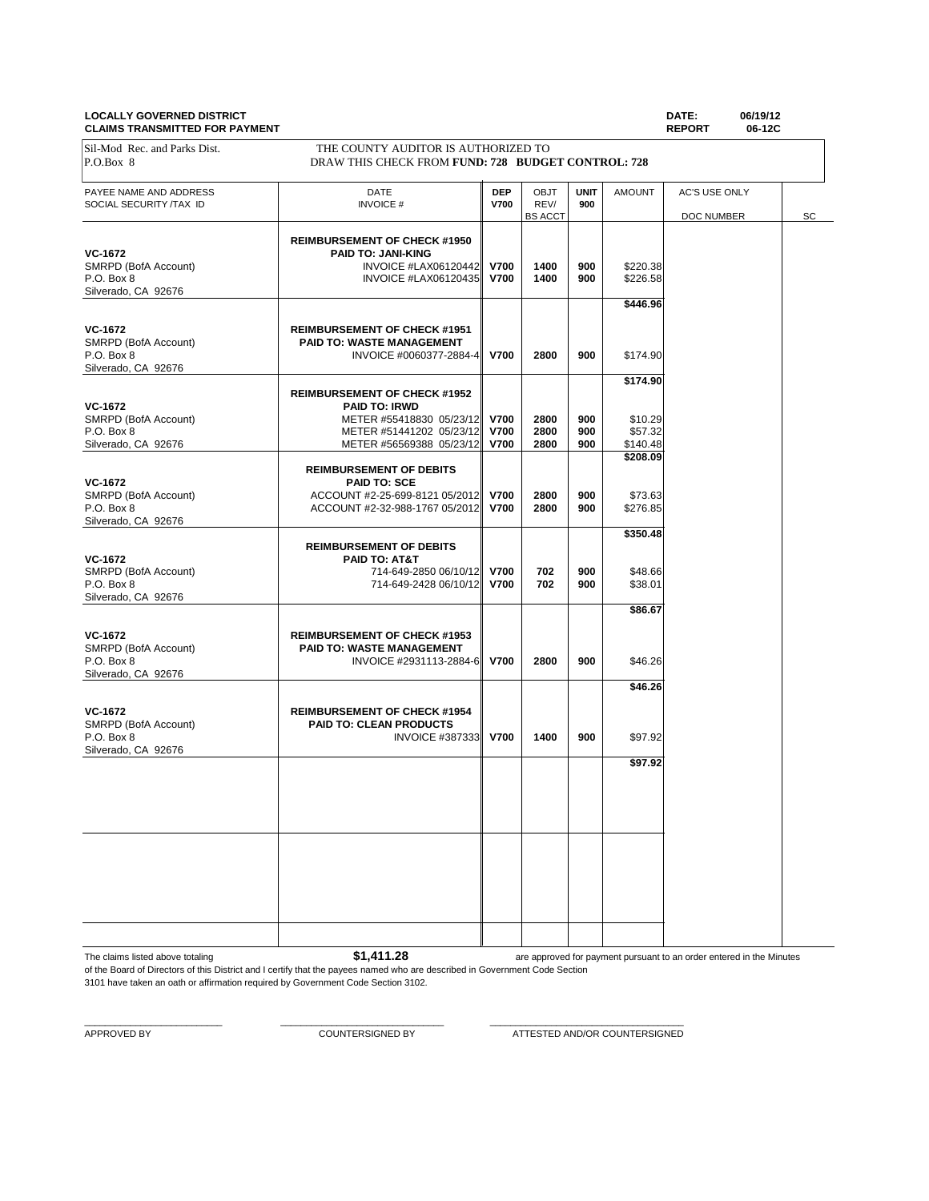**LOCALLY GOVERNED DISTRICT**
**CLAIMS TRANSMITTED FOR PAYMENT**

**DATE:** 06/19/12
**REPORT** 06-12C

Sil-Mod Rec. and Parks Dist.
P.O.Box 8

THE COUNTY AUDITOR IS AUTHORIZED TO
DRAW THIS CHECK FROM **FUND: 728 BUDGET CONTROL: 728**

| PAYEE NAME AND ADDRESS<br>SOCIAL SECURITY /TAX ID | DATE<br>INVOICE # | DEP<br>V700 | OBJT<br>REV/<br>BS ACCT | UNIT<br>900 | AMOUNT | AC'S USE ONLY<br>DOC NUMBER | SC |
|---|---|---|---|---|---|---|---|
| | **REIMBURSEMENT OF CHECK #1950** | | | | | | |
| **VC-1672** | **PAID TO: JANI-KING** | | | | | | |
| SMRPD (BofA Account) | INVOICE #LAX06120442 | **V700** | **1400** | **900** | $220.38 | | |
| P.O. Box 8 | INVOICE #LAX06120435 | **V700** | **1400** | **900** | $226.58 | | |
| Silverado, CA 92676 | | | | | | | |
| | | | | | **$446.96** | | |
| **VC-1672** | **REIMBURSEMENT OF CHECK #1951** | | | | | | |
| SMRPD (BofA Account) | **PAID TO: WASTE MANAGEMENT** | | | | | | |
| P.O. Box 8 | INVOICE #0060377-2884-4 | **V700** | **2800** | **900** | $174.90 | | |
| Silverado, CA 92676 | | | | | | | |
| | | | | | **$174.90** | | |
| | **REIMBURSEMENT OF CHECK #1952** | | | | | | |
| **VC-1672** | **PAID TO: IRWD** | | | | | | |
| SMRPD (BofA Account) | METER #55418830 05/23/12 | **V700** | **2800** | **900** | $10.29 | | |
| P.O. Box 8 | METER #51441202 05/23/12 | **V700** | **2800** | **900** | $57.32 | | |
| Silverado, CA 92676 | METER #56569388 05/23/12 | **V700** | **2800** | **900** | $140.48 | | |
| | | | | | **$208.09** | | |
| | **REIMBURSEMENT OF DEBITS** | | | | | | |
| **VC-1672** | **PAID TO: SCE** | | | | | | |
| SMRPD (BofA Account) | ACCOUNT #2-25-699-8121 05/2012 | **V700** | **2800** | **900** | $73.63 | | |
| P.O. Box 8 | ACCOUNT #2-32-988-1767 05/2012 | **V700** | **2800** | **900** | $276.85 | | |
| Silverado, CA 92676 | | | | | | | |
| | | | | | **$350.48** | | |
| | **REIMBURSEMENT OF DEBITS** | | | | | | |
| **VC-1672** | **PAID TO: AT&T** | | | | | | |
| SMRPD (BofA Account) | 714-649-2850 06/10/12 | **V700** | **702** | **900** | $48.66 | | |
| P.O. Box 8 | 714-649-2428 06/10/12 | **V700** | **702** | **900** | $38.01 | | |
| Silverado, CA 92676 | | | | | | | |
| | | | | | **$86.67** | | |
| **VC-1672** | **REIMBURSEMENT OF CHECK #1953** | | | | | | |
| SMRPD (BofA Account) | **PAID TO: WASTE MANAGEMENT** | | | | | | |
| P.O. Box 8 | INVOICE #2931113-2884-6 | **V700** | **2800** | **900** | $46.26 | | |
| Silverado, CA 92676 | | | | | | | |
| | | | | | **$46.26** | | |
| **VC-1672** | **REIMBURSEMENT OF CHECK #1954** | | | | | | |
| SMRPD (BofA Account) | **PAID TO: CLEAN PRODUCTS** | | | | | | |
| P.O. Box 8 | INVOICE #387333 | **V700** | **1400** | **900** | $97.92 | | |
| Silverado, CA 92676 | | | | | | | |
| | | | | | **$97.92** | | |

The claims listed above totaling **$1,411.28** are approved for payment pursuant to an order entered in the Minutes of the Board of Directors of this District and I certify that the payees named who are described in Government Code Section 3101 have taken an oath or affirmation required by Government Code Section 3102.

\_\_\_\_\_\_\_\_\_\_\_\_\_\_\_\_\_\_\_\_\_\_\_\_ APPROVED BY

\_\_\_\_\_\_\_\_\_\_\_\_\_\_\_\_\_\_\_\_\_\_\_\_ COUNTERSIGNED BY

\_\_\_\_\_\_\_\_\_\_\_\_\_\_\_\_\_\_\_\_\_\_\_\_ ATTESTED AND/OR COUNTERSIGNED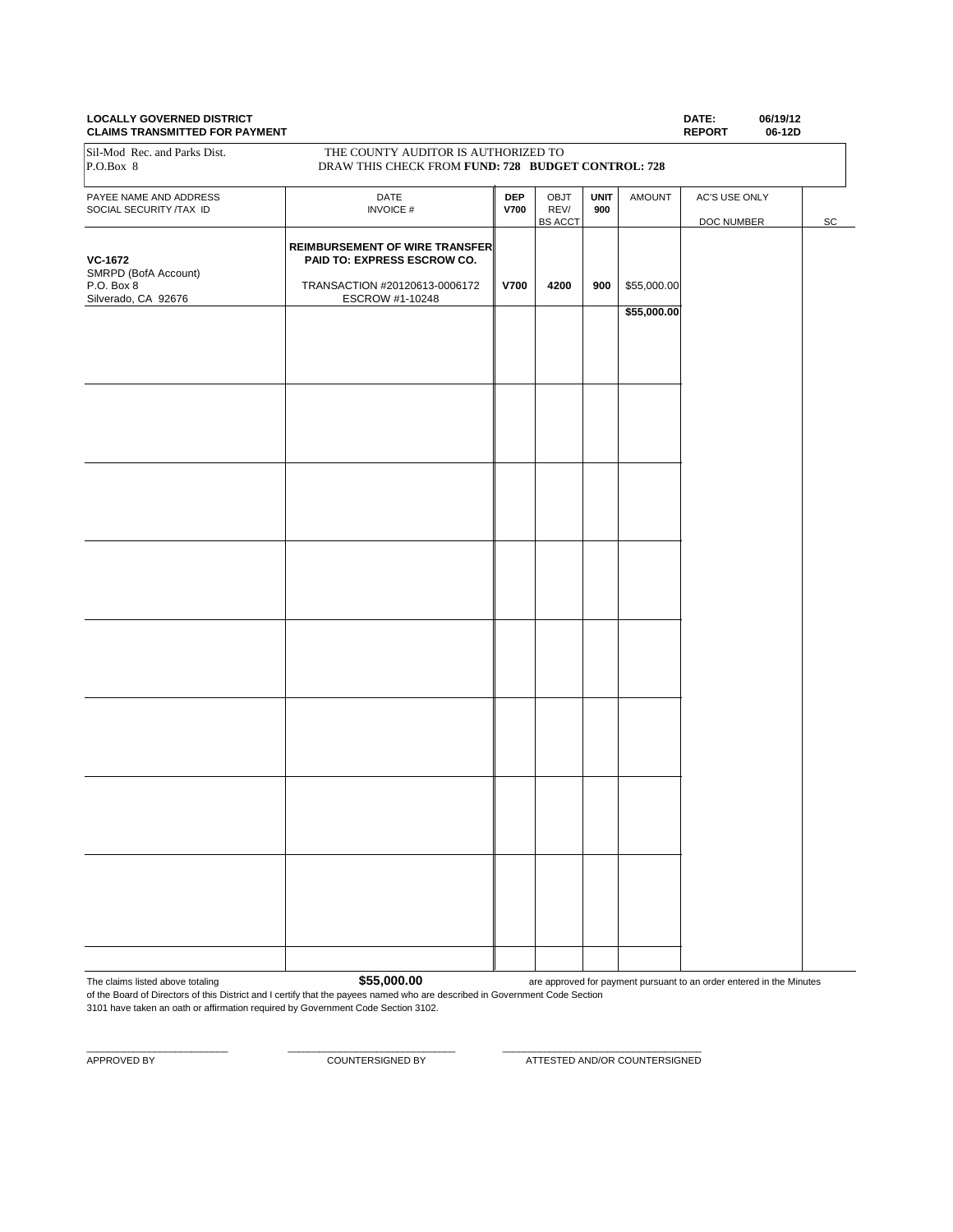**LOCALLY GOVERNED DISTRICT**
**CLAIMS TRANSMITTED FOR PAYMENT**

**DATE:** **06/19/12**
**REPORT** **06-12D**

Sil-Mod Rec. and Parks Dist.
P.O.Box 8

THE COUNTY AUDITOR IS AUTHORIZED TO
DRAW THIS CHECK FROM **FUND: 728 BUDGET CONTROL: 728**

| PAYEE NAME AND ADDRESS SOCIAL SECURITY /TAX ID | DATE INVOICE # | DEP **V700** | OBJT REV/ BS ACCT | UNIT **900** | AMOUNT | AC'S USE ONLY DOC NUMBER | SC |
|---|---|---|---|---|---|---|---|
| **VC-1672** SMRPD (BofA Account) P.O. Box 8 Silverado, CA 92676 | **REIMBURSEMENT OF WIRE TRANSFER PAID TO: EXPRESS ESCROW CO.** TRANSACTION #20120613-0006172 ESCROW #1-10248 | **V700** | **4200** | **900** | $55,000.00 | | |
| | | | | | **$55,000.00** | | |
| | | | | | | | |
| | | | | | | | |
| | | | | | | | |
| | | | | | | | |
| | | | | | | | |
| | | | | | | | |
| | | | | | | | |

The claims listed above totaling **$55,000.00** are approved for payment pursuant to an order entered in the Minutes of the Board of Directors of this District and I certify that the payees named who are described in Government Code Section 3101 have taken an oath or affirmation required by Government Code Section 3102.

\_\_\_\_\_\_\_\_\_\_\_\_\_\_\_\_\_\_\_\_\_\_\_\_\_ APPROVED BY

\_\_\_\_\_\_\_\_\_\_\_\_\_\_\_\_\_\_\_\_\_\_\_\_\_ COUNTERSIGNED BY

\_\_\_\_\_\_\_\_\_\_\_\_\_\_\_\_\_\_\_\_\_\_\_\_\_ ATTESTED AND/OR COUNTERSIGNED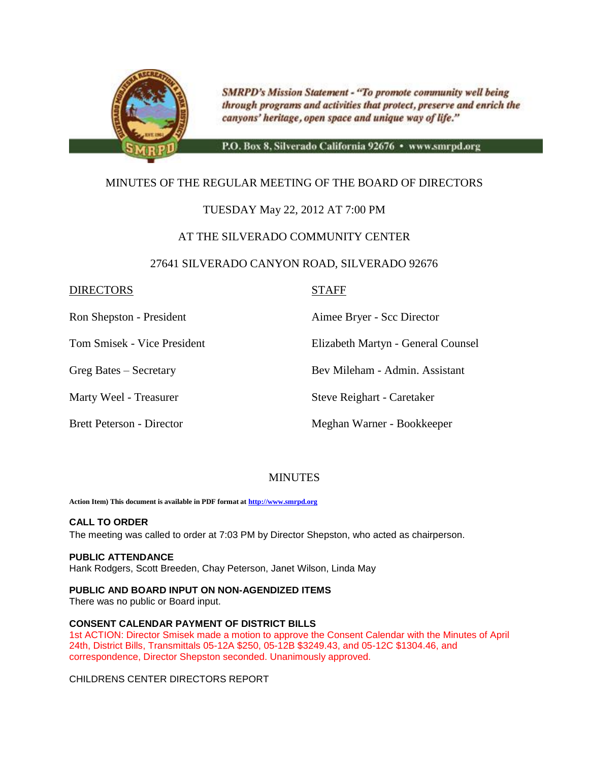*SMRPD's Mission Statement - "To promote community well being through programs and activities that protect, preserve and enrich the canyons' heritage, open space and unique way of life."*

P.O. Box 8, Silverado California 92676 • www.smrpd.org

# MINUTES OF THE REGULAR MEETING OF THE BOARD OF DIRECTORS

TUESDAY May 22, 2012 AT 7:00 PM

AT THE SILVERADO COMMUNITY CENTER

27641 SILVERADO CANYON ROAD, SILVERADO 92676

| DIRECTORS | STAFF |
|---|---|
| Ron Shepston - President | Aimee Bryer - Scc Director |
| Tom Smisek - Vice President | Elizabeth Martyn - General Counsel |
| Greg Bates – Secretary | Bev Mileham - Admin. Assistant |
| Marty Weel - Treasurer | Steve Reighart - Caretaker |
| Brett Peterson - Director | Meghan Warner - Bookkeeper |

## MINUTES

**Action Item) This document is available in PDF format at http://www.smrpd.org**

**CALL TO ORDER**
The meeting was called to order at 7:03 PM by Director Shepston, who acted as chairperson.

**PUBLIC ATTENDANCE**
Hank Rodgers, Scott Breeden, Chay Peterson, Janet Wilson, Linda May

**PUBLIC AND BOARD INPUT ON NON-AGENDIZED ITEMS**
There was no public or Board input.

**CONSENT CALENDAR PAYMENT OF DISTRICT BILLS**
1st ACTION: Director Smisek made a motion to approve the Consent Calendar with the Minutes of April 24th, District Bills, Transmittals 05-12A $250, 05-12B $3249.43, and 05-12C $1304.46, and correspondence, Director Shepston seconded. Unanimously approved.

CHILDRENS CENTER DIRECTORS REPORT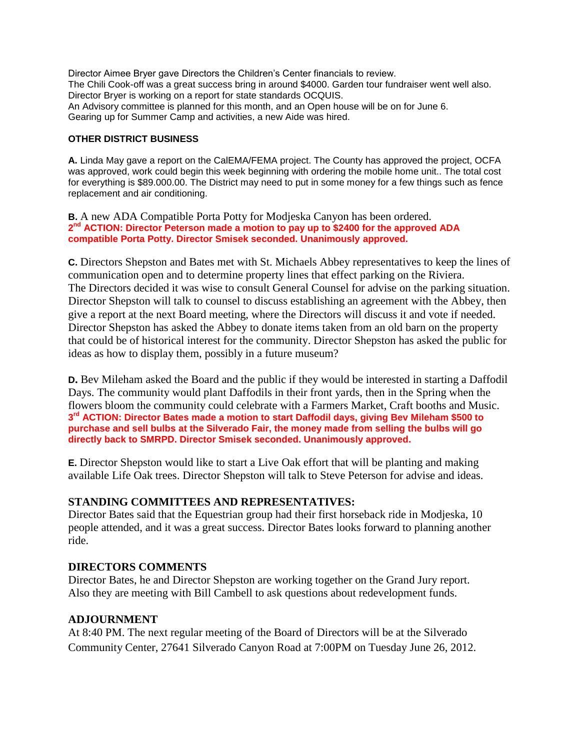Director Aimee Bryer gave Directors the Children's Center financials to review.
The Chili Cook-off was a great success bring in around $4000. Garden tour fundraiser went well also.
Director Bryer is working on a report for state standards OCQUIS.
An Advisory committee is planned for this month, and an Open house will be on for June 6.
Gearing up for Summer Camp and activities, a new Aide was hired.

### OTHER DISTRICT BUSINESS

**A.** Linda May gave a report on the CalEMA/FEMA project. The County has approved the project, OCFA was approved, work could begin this week beginning with ordering the mobile home unit.. The total cost for everything is $89.000.00. The District may need to put in some money for a few things such as fence replacement and air conditioning.

**B.** A new ADA Compatible Porta Potty for Modjeska Canyon has been ordered.
**2nd ACTION: Director Peterson made a motion to pay up to $2400 for the approved ADA compatible Porta Potty. Director Smisek seconded. Unanimously approved.**

**C.** Directors Shepston and Bates met with St. Michaels Abbey representatives to keep the lines of communication open and to determine property lines that effect parking on the Riviera.
The Directors decided it was wise to consult General Counsel for advise on the parking situation. Director Shepston will talk to counsel to discuss establishing an agreement with the Abbey, then give a report at the next Board meeting, where the Directors will discuss it and vote if needed. Director Shepston has asked the Abbey to donate items taken from an old barn on the property that could be of historical interest for the community. Director Shepston has asked the public for ideas as how to display them, possibly in a future museum?

**D.** Bev Mileham asked the Board and the public if they would be interested in starting a Daffodil Days. The community would plant Daffodils in their front yards, then in the Spring when the flowers bloom the community could celebrate with a Farmers Market, Craft booths and Music.
**3rd ACTION: Director Bates made a motion to start Daffodil days, giving Bev Mileham $500 to purchase and sell bulbs at the Silverado Fair, the money made from selling the bulbs will go directly back to SMRPD. Director Smisek seconded. Unanimously approved.**

**E.** Director Shepston would like to start a Live Oak effort that will be planting and making available Life Oak trees. Director Shepston will talk to Steve Peterson for advise and ideas.

### STANDING COMMITTEES AND REPRESENTATIVES:

Director Bates said that the Equestrian group had their first horseback ride in Modjeska, 10 people attended, and it was a great success. Director Bates looks forward to planning another ride.

### DIRECTORS COMMENTS

Director Bates, he and Director Shepston are working together on the Grand Jury report.
Also they are meeting with Bill Cambell to ask questions about redevelopment funds.

### ADJOURNMENT

At 8:40 PM. The next regular meeting of the Board of Directors will be at the Silverado Community Center, 27641 Silverado Canyon Road at 7:00PM on Tuesday June 26, 2012.